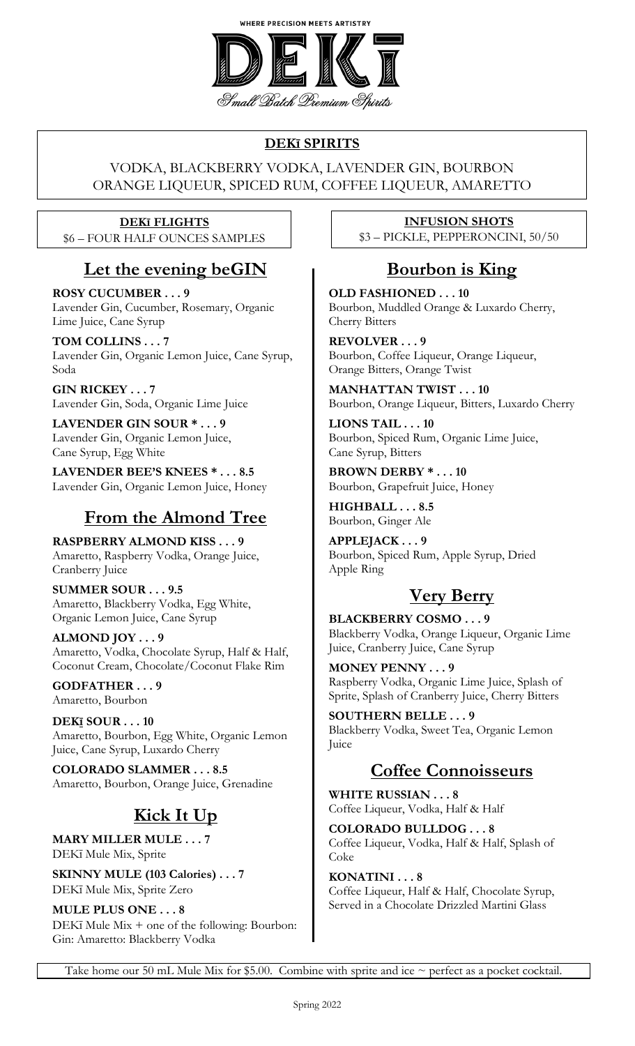WHERE PRECISION MEETS ARTISTRY

# DEKĪ

*Small Batch Premium Spirits*

## DEKĪ SPIRITS

VODKA, BLACKBERRY VODKA, LAVENDER GIN, BOURBON
ORANGE LIQUEUR, SPICED RUM, COFFEE LIQUEUR, AMARETTO

### DEKĪ FLIGHTS

$6 – FOUR HALF OUNCES SAMPLES

### INFUSION SHOTS

$3 – PICKLE, PEPPERONCINI, 50/50

## Let the evening beGIN

**ROSY CUCUMBER . . . 9**
Lavender Gin, Cucumber, Rosemary, Organic Lime Juice, Cane Syrup

**TOM COLLINS . . . 7**
Lavender Gin, Organic Lemon Juice, Cane Syrup, Soda

**GIN RICKEY . . . 7**
Lavender Gin, Soda, Organic Lime Juice

**LAVENDER GIN SOUR * . . . 9**
Lavender Gin, Organic Lemon Juice, Cane Syrup, Egg White

**LAVENDER BEE'S KNEES * . . . 8.5**
Lavender Gin, Organic Lemon Juice, Honey

## From the Almond Tree

**RASPBERRY ALMOND KISS . . . 9**
Amaretto, Raspberry Vodka, Orange Juice, Cranberry Juice

**SUMMER SOUR . . . 9.5**
Amaretto, Blackberry Vodka, Egg White, Organic Lemon Juice, Cane Syrup

**ALMOND JOY . . . 9**
Amaretto, Vodka, Chocolate Syrup, Half & Half, Coconut Cream, Chocolate/Coconut Flake Rim

**GODFATHER . . . 9**
Amaretto, Bourbon

**DEKĪ SOUR . . . 10**
Amaretto, Bourbon, Egg White, Organic Lemon Juice, Cane Syrup, Luxardo Cherry

**COLORADO SLAMMER . . . 8.5**
Amaretto, Bourbon, Orange Juice, Grenadine

## Kick It Up

**MARY MILLER MULE . . . 7**
DEKĪ Mule Mix, Sprite

**SKINNY MULE (103 Calories) . . . 7**
DEKĪ Mule Mix, Sprite Zero

**MULE PLUS ONE . . . 8**
DEKĪ Mule Mix + one of the following: Bourbon: Gin: Amaretto: Blackberry Vodka

## Bourbon is King

**OLD FASHIONED . . . 10**
Bourbon, Muddled Orange & Luxardo Cherry, Cherry Bitters

**REVOLVER . . . 9**
Bourbon, Coffee Liqueur, Orange Liqueur, Orange Bitters, Orange Twist

**MANHATTAN TWIST . . . 10**
Bourbon, Orange Liqueur, Bitters, Luxardo Cherry

**LIONS TAIL . . . 10**
Bourbon, Spiced Rum, Organic Lime Juice, Cane Syrup, Bitters

**BROWN DERBY * . . . 10**
Bourbon, Grapefruit Juice, Honey

**HIGHBALL . . . 8.5**
Bourbon, Ginger Ale

**APPLEJACK . . . 9**
Bourbon, Spiced Rum, Apple Syrup, Dried Apple Ring

## Very Berry

**BLACKBERRY COSMO . . . 9**
Blackberry Vodka, Orange Liqueur, Organic Lime Juice, Cranberry Juice, Cane Syrup

**MONEY PENNY . . . 9**
Raspberry Vodka, Organic Lime Juice, Splash of Sprite, Splash of Cranberry Juice, Cherry Bitters

**SOUTHERN BELLE . . . 9**
Blackberry Vodka, Sweet Tea, Organic Lemon Juice

## Coffee Connoisseurs

**WHITE RUSSIAN . . . 8**
Coffee Liqueur, Vodka, Half & Half

**COLORADO BULLDOG . . . 8**
Coffee Liqueur, Vodka, Half & Half, Splash of Coke

**KONATINI . . . 8**
Coffee Liqueur, Half & Half, Chocolate Syrup, Served in a Chocolate Drizzled Martini Glass

Take home our 50 mL Mule Mix for $5.00. Combine with sprite and ice ~ perfect as a pocket cocktail.

Spring 2022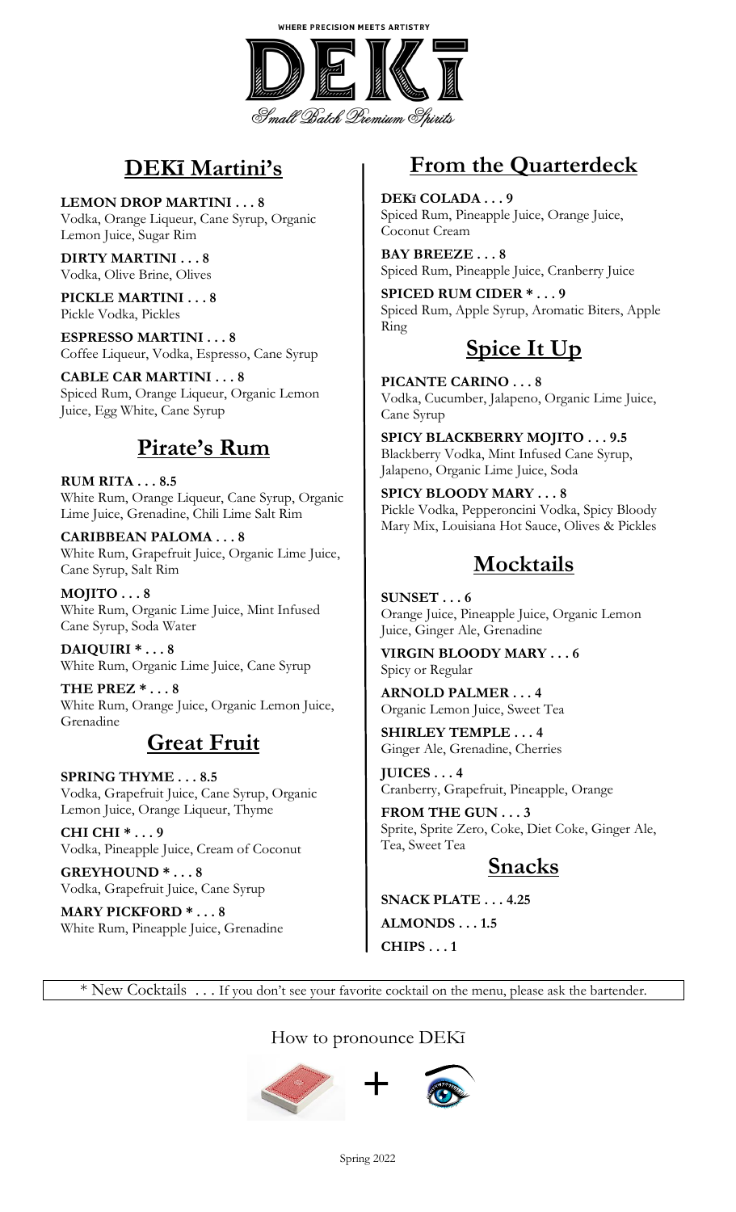WHERE PRECISION MEETS ARTISTRY

# DEKī

*Small Batch Premium Spirits*

## DEKī Martini's

**LEMON DROP MARTINI . . . 8**
Vodka, Orange Liqueur, Cane Syrup, Organic Lemon Juice, Sugar Rim

**DIRTY MARTINI . . . 8**
Vodka, Olive Brine, Olives

**PICKLE MARTINI . . . 8**
Pickle Vodka, Pickles

**ESPRESSO MARTINI . . . 8**
Coffee Liqueur, Vodka, Espresso, Cane Syrup

**CABLE CAR MARTINI . . . 8**
Spiced Rum, Orange Liqueur, Organic Lemon Juice, Egg White, Cane Syrup

## Pirate's Rum

**RUM RITA . . . 8.5**
White Rum, Orange Liqueur, Cane Syrup, Organic Lime Juice, Grenadine, Chili Lime Salt Rim

**CARIBBEAN PALOMA . . . 8**
White Rum, Grapefruit Juice, Organic Lime Juice, Cane Syrup, Salt Rim

**MOJITO . . . 8**
White Rum, Organic Lime Juice, Mint Infused Cane Syrup, Soda Water

**DAIQUIRI * . . . 8**
White Rum, Organic Lime Juice, Cane Syrup

**THE PREZ * . . . 8**
White Rum, Orange Juice, Organic Lemon Juice, Grenadine

## Great Fruit

**SPRING THYME . . . 8.5**
Vodka, Grapefruit Juice, Cane Syrup, Organic Lemon Juice, Orange Liqueur, Thyme

**CHI CHI * . . . 9**
Vodka, Pineapple Juice, Cream of Coconut

**GREYHOUND * . . . 8**
Vodka, Grapefruit Juice, Cane Syrup

**MARY PICKFORD * . . . 8**
White Rum, Pineapple Juice, Grenadine

## From the Quarterdeck

**DEKī COLADA . . . 9**
Spiced Rum, Pineapple Juice, Orange Juice, Coconut Cream

**BAY BREEZE . . . 8**
Spiced Rum, Pineapple Juice, Cranberry Juice

**SPICED RUM CIDER * . . . 9**
Spiced Rum, Apple Syrup, Aromatic Biters, Apple Ring

## Spice It Up

**PICANTE CARINO . . . 8**
Vodka, Cucumber, Jalapeno, Organic Lime Juice, Cane Syrup

**SPICY BLACKBERRY MOJITO . . . 9.5**
Blackberry Vodka, Mint Infused Cane Syrup, Jalapeno, Organic Lime Juice, Soda

**SPICY BLOODY MARY . . . 8**
Pickle Vodka, Pepperoncini Vodka, Spicy Bloody Mary Mix, Louisiana Hot Sauce, Olives & Pickles

## Mocktails

**SUNSET . . . 6**
Orange Juice, Pineapple Juice, Organic Lemon Juice, Ginger Ale, Grenadine

**VIRGIN BLOODY MARY . . . 6**
Spicy or Regular

**ARNOLD PALMER . . . 4**
Organic Lemon Juice, Sweet Tea

**SHIRLEY TEMPLE . . . 4**
Ginger Ale, Grenadine, Cherries

**JUICES . . . 4**
Cranberry, Grapefruit, Pineapple, Orange

**FROM THE GUN . . . 3**
Sprite, Sprite Zero, Coke, Diet Coke, Ginger Ale, Tea, Sweet Tea

## Snacks

**SNACK PLATE . . . 4.25**

**ALMONDS . . . 1.5**

**CHIPS . . . 1**

* New Cocktails . . . If you don't see your favorite cocktail on the menu, please ask the bartender.

How to pronounce DEKī

+

Spring 2022